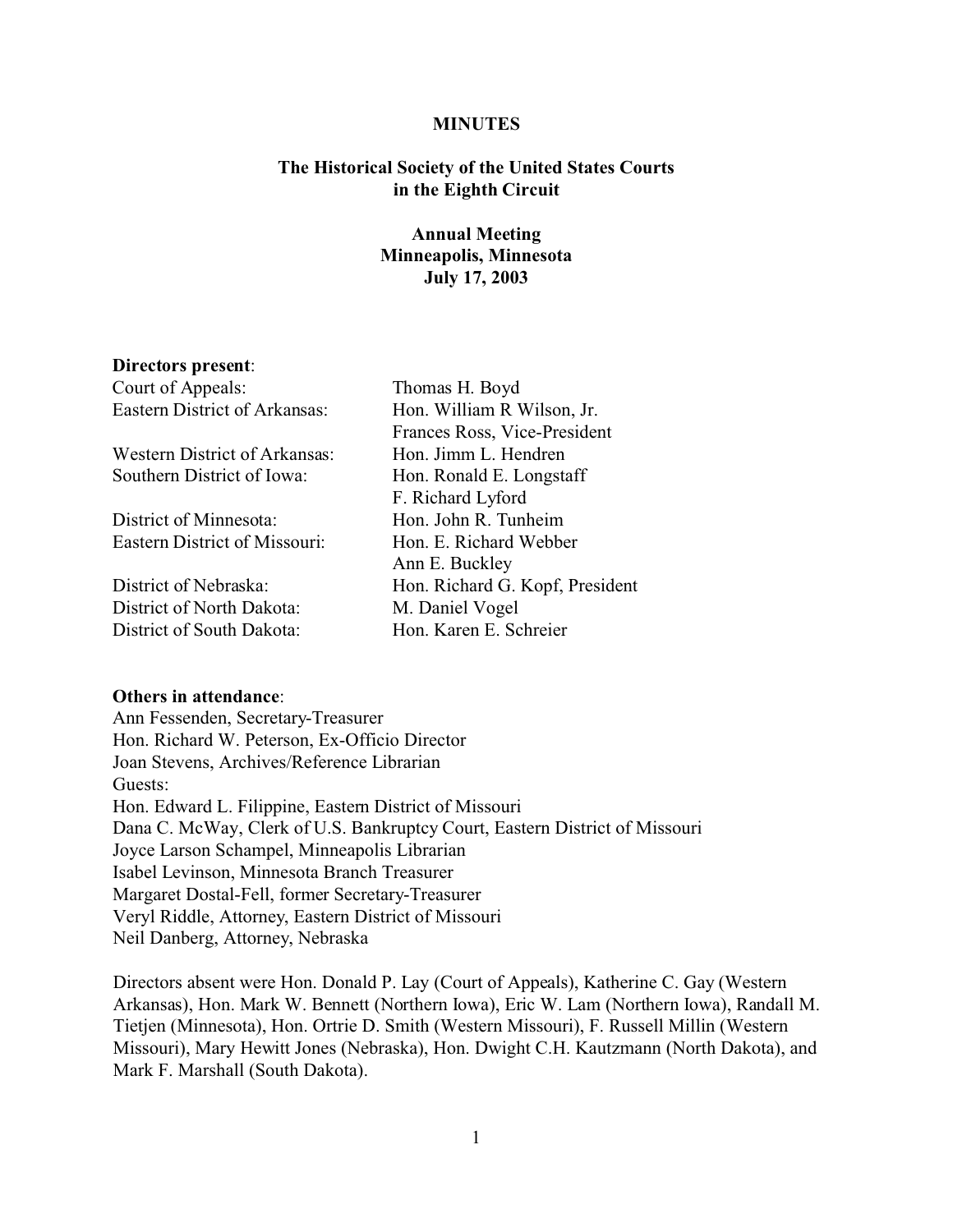**MINUTES**

**The Historical Society of the United States Courts in the Eighth Circuit**

**Annual Meeting**
**Minneapolis, Minnesota**
**July 17, 2003**

**Directors present**:

| | |
|---|---|
| Court of Appeals: | Thomas H. Boyd |
| Eastern District of Arkansas: | Hon. William R Wilson, Jr. |
| | Frances Ross, Vice-President |
| Western District of Arkansas: | Hon. Jimm L. Hendren |
| Southern District of Iowa: | Hon. Ronald E. Longstaff |
| | F. Richard Lyford |
| District of Minnesota: | Hon. John R. Tunheim |
| Eastern District of Missouri: | Hon. E. Richard Webber |
| | Ann E. Buckley |
| District of Nebraska: | Hon. Richard G. Kopf, President |
| District of North Dakota: | M. Daniel Vogel |
| District of South Dakota: | Hon. Karen E. Schreier |

**Others in attendance**:
Ann Fessenden, Secretary-Treasurer
Hon. Richard W. Peterson, Ex-Officio Director
Joan Stevens, Archives/Reference Librarian
Guests:
Hon. Edward L. Filippine, Eastern District of Missouri
Dana C. McWay, Clerk of U.S. Bankruptcy Court, Eastern District of Missouri
Joyce Larson Schampel, Minneapolis Librarian
Isabel Levinson, Minnesota Branch Treasurer
Margaret Dostal-Fell, former Secretary-Treasurer
Veryl Riddle, Attorney, Eastern District of Missouri
Neil Danberg, Attorney, Nebraska

Directors absent were Hon. Donald P. Lay (Court of Appeals), Katherine C. Gay (Western Arkansas), Hon. Mark W. Bennett (Northern Iowa), Eric W. Lam (Northern Iowa), Randall M. Tietjen (Minnesota), Hon. Ortrie D. Smith (Western Missouri), F. Russell Millin (Western Missouri), Mary Hewitt Jones (Nebraska), Hon. Dwight C.H. Kautzmann (North Dakota), and Mark F. Marshall (South Dakota).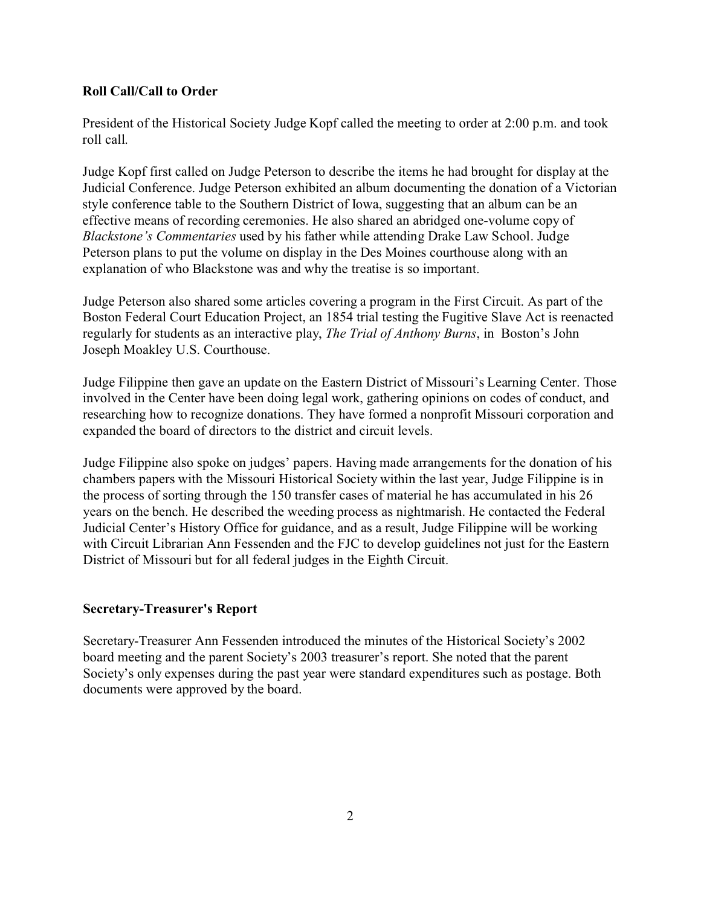**Roll Call/Call to Order**

President of the Historical Society Judge Kopf called the meeting to order at 2:00 p.m. and took roll call.

Judge Kopf first called on Judge Peterson to describe the items he had brought for display at the Judicial Conference. Judge Peterson exhibited an album documenting the donation of a Victorian style conference table to the Southern District of Iowa, suggesting that an album can be an effective means of recording ceremonies. He also shared an abridged one-volume copy of *Blackstone's Commentaries* used by his father while attending Drake Law School. Judge Peterson plans to put the volume on display in the Des Moines courthouse along with an explanation of who Blackstone was and why the treatise is so important.

Judge Peterson also shared some articles covering a program in the First Circuit. As part of the Boston Federal Court Education Project, an 1854 trial testing the Fugitive Slave Act is reenacted regularly for students as an interactive play, *The Trial of Anthony Burns*, in Boston's John Joseph Moakley U.S. Courthouse.

Judge Filippine then gave an update on the Eastern District of Missouri's Learning Center. Those involved in the Center have been doing legal work, gathering opinions on codes of conduct, and researching how to recognize donations. They have formed a nonprofit Missouri corporation and expanded the board of directors to the district and circuit levels.

Judge Filippine also spoke on judges' papers. Having made arrangements for the donation of his chambers papers with the Missouri Historical Society within the last year, Judge Filippine is in the process of sorting through the 150 transfer cases of material he has accumulated in his 26 years on the bench. He described the weeding process as nightmarish. He contacted the Federal Judicial Center's History Office for guidance, and as a result, Judge Filippine will be working with Circuit Librarian Ann Fessenden and the FJC to develop guidelines not just for the Eastern District of Missouri but for all federal judges in the Eighth Circuit.

**Secretary-Treasurer's Report**

Secretary-Treasurer Ann Fessenden introduced the minutes of the Historical Society's 2002 board meeting and the parent Society's 2003 treasurer's report. She noted that the parent Society's only expenses during the past year were standard expenditures such as postage. Both documents were approved by the board.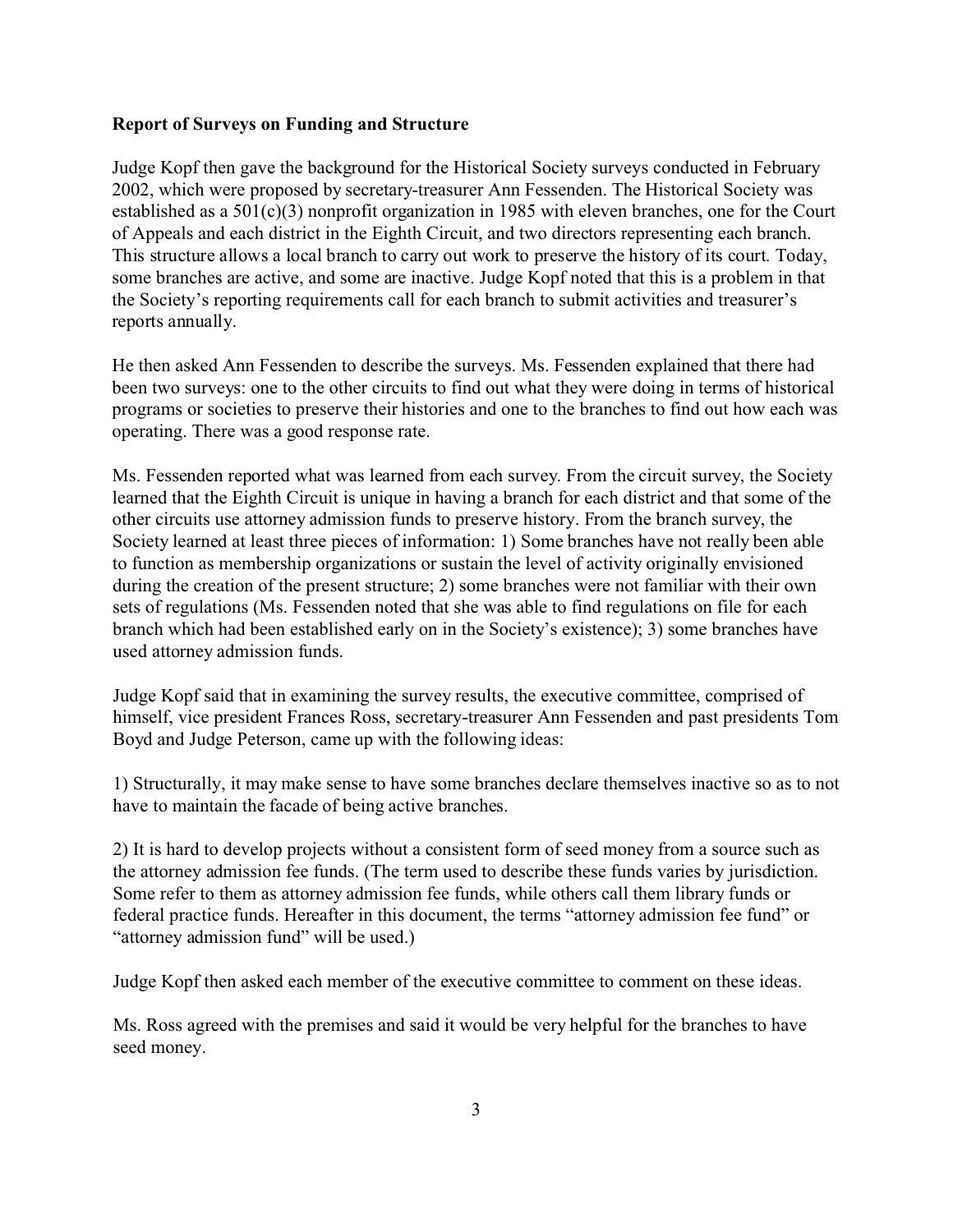**Report of Surveys on Funding and Structure**

Judge Kopf then gave the background for the Historical Society surveys conducted in February 2002, which were proposed by secretary-treasurer Ann Fessenden. The Historical Society was established as a 501(c)(3) nonprofit organization in 1985 with eleven branches, one for the Court of Appeals and each district in the Eighth Circuit, and two directors representing each branch. This structure allows a local branch to carry out work to preserve the history of its court. Today, some branches are active, and some are inactive. Judge Kopf noted that this is a problem in that the Society's reporting requirements call for each branch to submit activities and treasurer's reports annually.

He then asked Ann Fessenden to describe the surveys. Ms. Fessenden explained that there had been two surveys: one to the other circuits to find out what they were doing in terms of historical programs or societies to preserve their histories and one to the branches to find out how each was operating. There was a good response rate.

Ms. Fessenden reported what was learned from each survey. From the circuit survey, the Society learned that the Eighth Circuit is unique in having a branch for each district and that some of the other circuits use attorney admission funds to preserve history. From the branch survey, the Society learned at least three pieces of information: 1) Some branches have not really been able to function as membership organizations or sustain the level of activity originally envisioned during the creation of the present structure; 2) some branches were not familiar with their own sets of regulations (Ms. Fessenden noted that she was able to find regulations on file for each branch which had been established early on in the Society's existence); 3) some branches have used attorney admission funds.

Judge Kopf said that in examining the survey results, the executive committee, comprised of himself, vice president Frances Ross, secretary-treasurer Ann Fessenden and past presidents Tom Boyd and Judge Peterson, came up with the following ideas:

1) Structurally, it may make sense to have some branches declare themselves inactive so as to not have to maintain the facade of being active branches.

2) It is hard to develop projects without a consistent form of seed money from a source such as the attorney admission fee funds. (The term used to describe these funds varies by jurisdiction. Some refer to them as attorney admission fee funds, while others call them library funds or federal practice funds. Hereafter in this document, the terms "attorney admission fee fund" or "attorney admission fund" will be used.)

Judge Kopf then asked each member of the executive committee to comment on these ideas.

Ms. Ross agreed with the premises and said it would be very helpful for the branches to have seed money.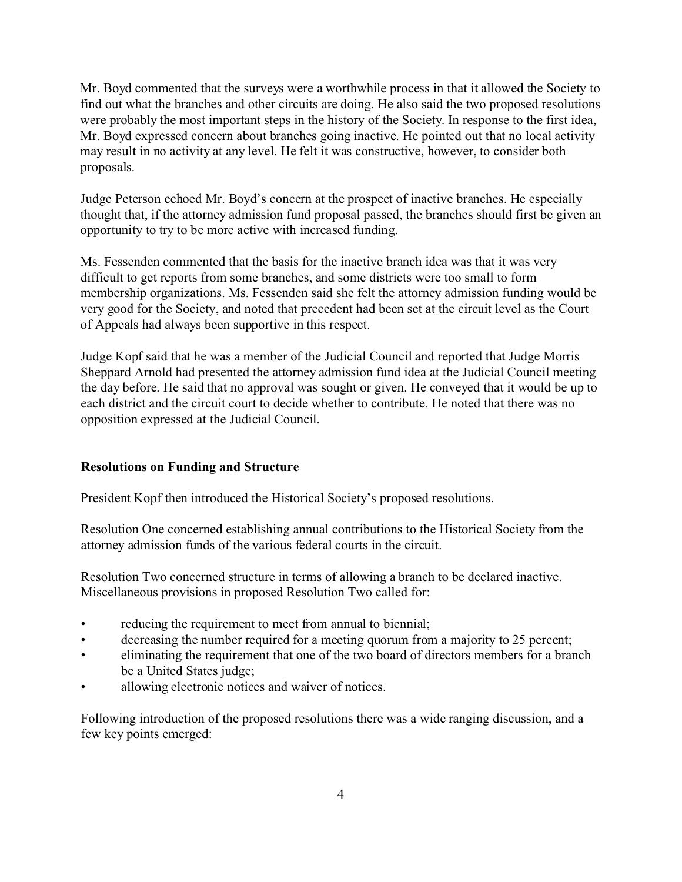Mr. Boyd commented that the surveys were a worthwhile process in that it allowed the Society to find out what the branches and other circuits are doing. He also said the two proposed resolutions were probably the most important steps in the history of the Society. In response to the first idea, Mr. Boyd expressed concern about branches going inactive. He pointed out that no local activity may result in no activity at any level. He felt it was constructive, however, to consider both proposals.

Judge Peterson echoed Mr. Boyd's concern at the prospect of inactive branches. He especially thought that, if the attorney admission fund proposal passed, the branches should first be given an opportunity to try to be more active with increased funding.

Ms. Fessenden commented that the basis for the inactive branch idea was that it was very difficult to get reports from some branches, and some districts were too small to form membership organizations. Ms. Fessenden said she felt the attorney admission funding would be very good for the Society, and noted that precedent had been set at the circuit level as the Court of Appeals had always been supportive in this respect.

Judge Kopf said that he was a member of the Judicial Council and reported that Judge Morris Sheppard Arnold had presented the attorney admission fund idea at the Judicial Council meeting the day before. He said that no approval was sought or given. He conveyed that it would be up to each district and the circuit court to decide whether to contribute. He noted that there was no opposition expressed at the Judicial Council.

**Resolutions on Funding and Structure**

President Kopf then introduced the Historical Society's proposed resolutions.

Resolution One concerned establishing annual contributions to the Historical Society from the attorney admission funds of the various federal courts in the circuit.

Resolution Two concerned structure in terms of allowing a branch to be declared inactive. Miscellaneous provisions in proposed Resolution Two called for:

- reducing the requirement to meet from annual to biennial;
- decreasing the number required for a meeting quorum from a majority to 25 percent;
- eliminating the requirement that one of the two board of directors members for a branch be a United States judge;
- allowing electronic notices and waiver of notices.

Following introduction of the proposed resolutions there was a wide ranging discussion, and a few key points emerged: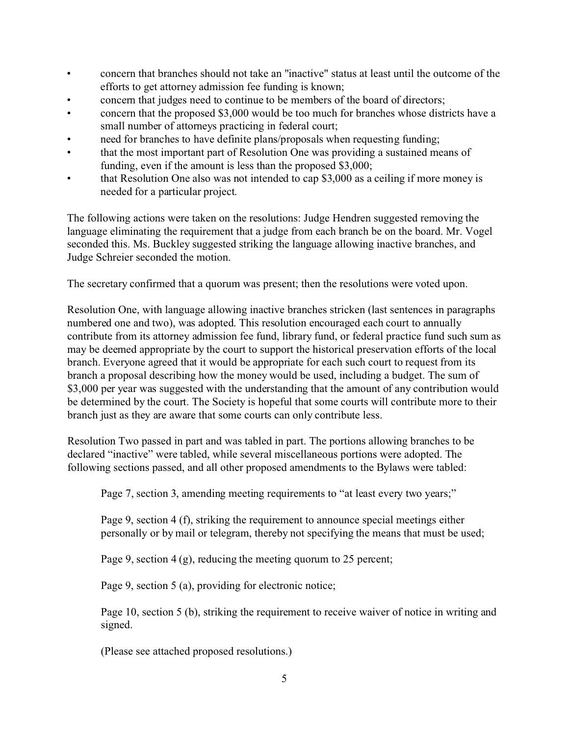- concern that branches should not take an "inactive" status at least until the outcome of the efforts to get attorney admission fee funding is known;
- concern that judges need to continue to be members of the board of directors;
- concern that the proposed $3,000 would be too much for branches whose districts have a small number of attorneys practicing in federal court;
- need for branches to have definite plans/proposals when requesting funding;
- that the most important part of Resolution One was providing a sustained means of funding, even if the amount is less than the proposed $3,000;
- that Resolution One also was not intended to cap $3,000 as a ceiling if more money is needed for a particular project.

The following actions were taken on the resolutions: Judge Hendren suggested removing the language eliminating the requirement that a judge from each branch be on the board. Mr. Vogel seconded this. Ms. Buckley suggested striking the language allowing inactive branches, and Judge Schreier seconded the motion.

The secretary confirmed that a quorum was present; then the resolutions were voted upon.

Resolution One, with language allowing inactive branches stricken (last sentences in paragraphs numbered one and two), was adopted. This resolution encouraged each court to annually contribute from its attorney admission fee fund, library fund, or federal practice fund such sum as may be deemed appropriate by the court to support the historical preservation efforts of the local branch. Everyone agreed that it would be appropriate for each such court to request from its branch a proposal describing how the money would be used, including a budget. The sum of $3,000 per year was suggested with the understanding that the amount of any contribution would be determined by the court. The Society is hopeful that some courts will contribute more to their branch just as they are aware that some courts can only contribute less.

Resolution Two passed in part and was tabled in part. The portions allowing branches to be declared "inactive" were tabled, while several miscellaneous portions were adopted. The following sections passed, and all other proposed amendments to the Bylaws were tabled:

Page 7, section 3, amending meeting requirements to "at least every two years;"

Page 9, section 4 (f), striking the requirement to announce special meetings either personally or by mail or telegram, thereby not specifying the means that must be used;

Page 9, section 4 (g), reducing the meeting quorum to 25 percent;

Page 9, section 5 (a), providing for electronic notice;

Page 10, section 5 (b), striking the requirement to receive waiver of notice in writing and signed.

(Please see attached proposed resolutions.)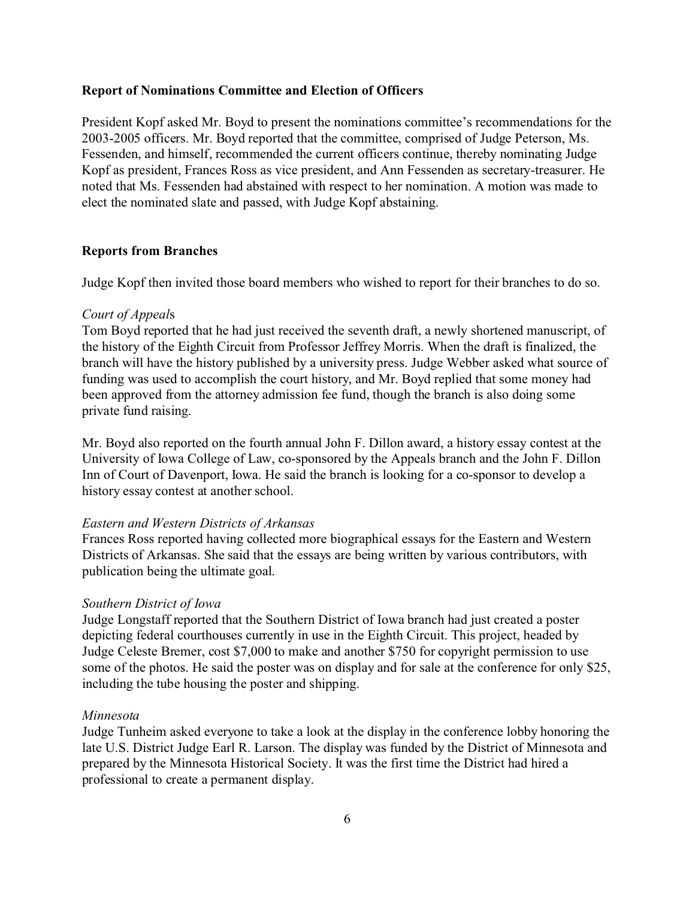**Report of Nominations Committee and Election of Officers**

President Kopf asked Mr. Boyd to present the nominations committee's recommendations for the 2003-2005 officers. Mr. Boyd reported that the committee, comprised of Judge Peterson, Ms. Fessenden, and himself, recommended the current officers continue, thereby nominating Judge Kopf as president, Frances Ross as vice president, and Ann Fessenden as secretary-treasurer. He noted that Ms. Fessenden had abstained with respect to her nomination. A motion was made to elect the nominated slate and passed, with Judge Kopf abstaining.

**Reports from Branches**

Judge Kopf then invited those board members who wished to report for their branches to do so.

*Court of Appeals*

Tom Boyd reported that he had just received the seventh draft, a newly shortened manuscript, of the history of the Eighth Circuit from Professor Jeffrey Morris. When the draft is finalized, the branch will have the history published by a university press. Judge Webber asked what source of funding was used to accomplish the court history, and Mr. Boyd replied that some money had been approved from the attorney admission fee fund, though the branch is also doing some private fund raising.

Mr. Boyd also reported on the fourth annual John F. Dillon award, a history essay contest at the University of Iowa College of Law, co-sponsored by the Appeals branch and the John F. Dillon Inn of Court of Davenport, Iowa. He said the branch is looking for a co-sponsor to develop a history essay contest at another school.

*Eastern and Western Districts of Arkansas*

Frances Ross reported having collected more biographical essays for the Eastern and Western Districts of Arkansas. She said that the essays are being written by various contributors, with publication being the ultimate goal.

*Southern District of Iowa*

Judge Longstaff reported that the Southern District of Iowa branch had just created a poster depicting federal courthouses currently in use in the Eighth Circuit. This project, headed by Judge Celeste Bremer, cost $7,000 to make and another $750 for copyright permission to use some of the photos. He said the poster was on display and for sale at the conference for only $25, including the tube housing the poster and shipping.

*Minnesota*

Judge Tunheim asked everyone to take a look at the display in the conference lobby honoring the late U.S. District Judge Earl R. Larson. The display was funded by the District of Minnesota and prepared by the Minnesota Historical Society. It was the first time the District had hired a professional to create a permanent display.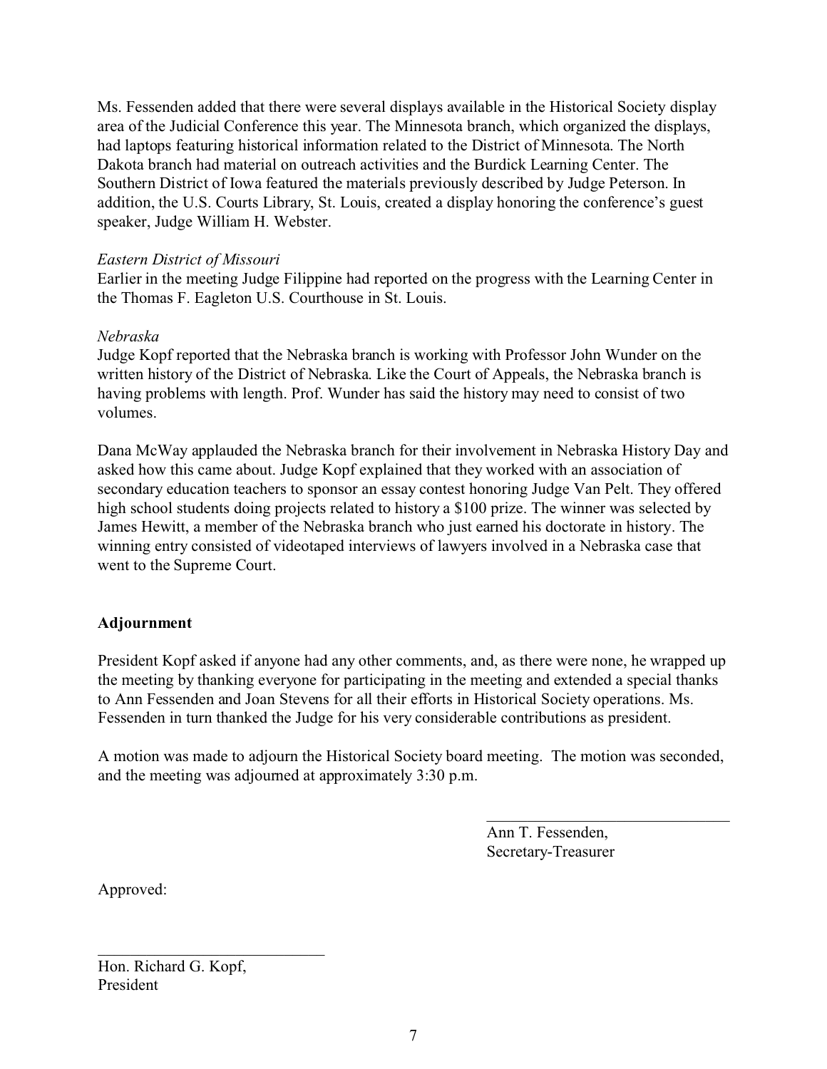Ms. Fessenden added that there were several displays available in the Historical Society display area of the Judicial Conference this year. The Minnesota branch, which organized the displays, had laptops featuring historical information related to the District of Minnesota. The North Dakota branch had material on outreach activities and the Burdick Learning Center. The Southern District of Iowa featured the materials previously described by Judge Peterson. In addition, the U.S. Courts Library, St. Louis, created a display honoring the conference's guest speaker, Judge William H. Webster.

*Eastern District of Missouri*
Earlier in the meeting Judge Filippine had reported on the progress with the Learning Center in the Thomas F. Eagleton U.S. Courthouse in St. Louis.

*Nebraska*
Judge Kopf reported that the Nebraska branch is working with Professor John Wunder on the written history of the District of Nebraska. Like the Court of Appeals, the Nebraska branch is having problems with length. Prof. Wunder has said the history may need to consist of two volumes.

Dana McWay applauded the Nebraska branch for their involvement in Nebraska History Day and asked how this came about. Judge Kopf explained that they worked with an association of secondary education teachers to sponsor an essay contest honoring Judge Van Pelt. They offered high school students doing projects related to history a $100 prize. The winner was selected by James Hewitt, a member of the Nebraska branch who just earned his doctorate in history. The winning entry consisted of videotaped interviews of lawyers involved in a Nebraska case that went to the Supreme Court.

**Adjournment**

President Kopf asked if anyone had any other comments, and, as there were none, he wrapped up the meeting by thanking everyone for participating in the meeting and extended a special thanks to Ann Fessenden and Joan Stevens for all their efforts in Historical Society operations. Ms. Fessenden in turn thanked the Judge for his very considerable contributions as president.

A motion was made to adjourn the Historical Society board meeting. The motion was seconded, and the meeting was adjourned at approximately 3:30 p.m.

\_\_\_\_\_\_\_\_\_\_\_\_\_\_\_\_\_\_\_\_\_\_\_\_\_\_\_\_\_\_
Ann T. Fessenden,
Secretary-Treasurer

Approved:

\_\_\_\_\_\_\_\_\_\_\_\_\_\_\_\_\_\_\_\_\_\_\_\_\_\_\_\_\_\_
Hon. Richard G. Kopf,
President